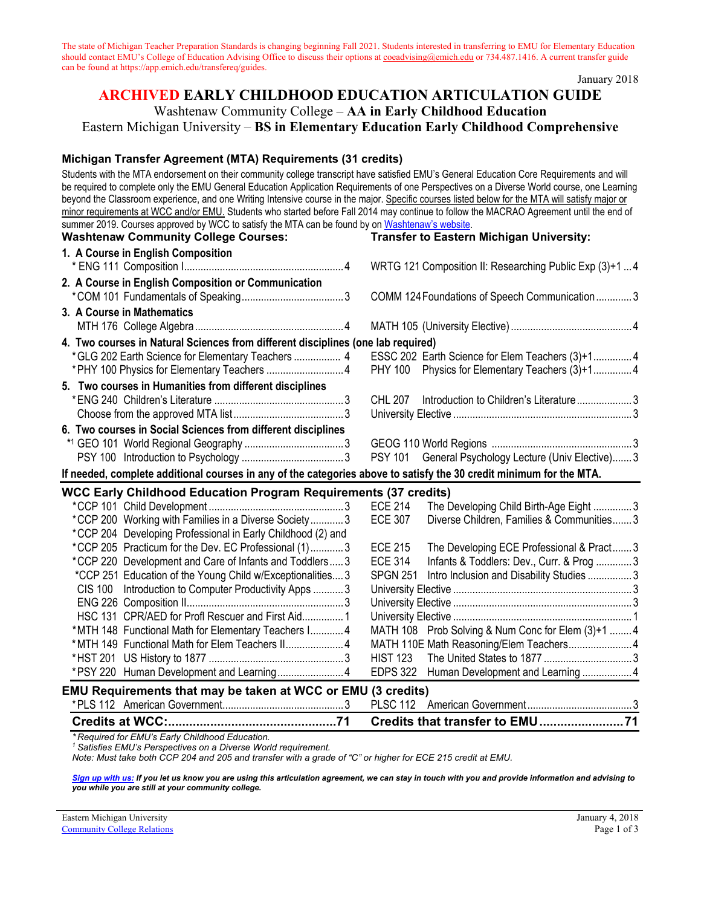The state of Michigan Teacher Preparation Standards is changing beginning Fall 2021. Students interested in transferring to EMU for Elementary Education should contact EMU's College of Education Advising Office to discuss their options at coeadvising@emich.edu or 734.487.1416. A current transfer guide can be found at https://app.emich.edu/transfereq/guides.

January 2018

# ARCHIVED EARLY CHILDHOOD EDUCATION ARTICULATION GUIDE

Washtenaw Community College – **AA in Early Childhood Education**

Eastern Michigan University – **BS in Elementary Education Early Childhood Comprehensive**

## Michigan Transfer Agreement (MTA) Requirements (31 credits)

Students with the MTA endorsement on their community college transcript have satisfied EMU's General Education Core Requirements and will be required to complete only the EMU General Education Application Requirements of one Perspectives on a Diverse World course, one Learning beyond the Classroom experience, and one Writing Intensive course in the major. Specific courses listed below for the MTA will satisfy major or minor requirements at WCC and/or EMU. Students who started before Fall 2014 may continue to follow the MACRAO Agreement until the end of summer 2019. Courses approved by WCC to satisfy the MTA can be found by on Washtenaw's website.

| Washtenaw Community College Courses: | | Transfer to Eastern Michigan University: | |
|---|---|---|---|
| **1. A Course in English Composition** | | | |
| *ENG 111 Composition I | 4 | WRTG 121 Composition II: Researching Public Exp (3)+1 | 4 |
| **2. A Course in English Composition or Communication** | | | |
| *COM 101 Fundamentals of Speaking | 3 | COMM 124 Foundations of Speech Communication | 3 |
| **3. A Course in Mathematics** | | | |
| MTH 176 College Algebra | 4 | MATH 105 (University Elective) | 4 |
| **4. Two courses in Natural Sciences from different disciplines (one lab required)** | | | |
| *GLG 202 Earth Science for Elementary Teachers | 4 | ESSC 202 Earth Science for Elem Teachers (3)+1 | 4 |
| *PHY 100 Physics for Elementary Teachers | 4 | PHY 100 Physics for Elementary Teachers (3)+1 | 4 |
| **5. Two courses in Humanities from different disciplines** | | | |
| *ENG 240 Children's Literature | 3 | CHL 207 Introduction to Children's Literature | 3 |
| Choose from the approved MTA list | 3 | University Elective | 3 |
| **6. Two courses in Social Sciences from different disciplines** | | | |
| *[1] GEO 101 World Regional Geography | 3 | GEOG 110 World Regions | 3 |
| PSY 100 Introduction to Psychology | 3 | PSY 101 General Psychology Lecture (Univ Elective) | 3 |

**If needed, complete additional courses in any of the categories above to satisfy the 30 credit minimum for the MTA.**

## WCC Early Childhood Education Program Requirements (37 credits)

| WCC Course | Credits | EMU Course | Credits |
|---|---|---|---|
| *CCP 101 Child Development | 3 | ECE 214 The Developing Child Birth-Age Eight | 3 |
| *CCP 200 Working with Families in a Diverse Society | 3 | ECE 307 Diverse Children, Families & Communities | 3 |
| *CCP 204 Developing Professional in Early Childhood (2) and *CCP 205 Practicum for the Dev. EC Professional (1) | 3 | ECE 215 The Developing ECE Professional & Pract | 3 |
| *CCP 220 Development and Care of Infants and Toddlers | 3 | ECE 314 Infants & Toddlers: Dev., Curr. & Prog | 3 |
| *CCP 251 Education of the Young Child w/Exceptionalities | 3 | SPGN 251 Intro Inclusion and Disability Studies | 3 |
| CIS 100 Introduction to Computer Productivity Apps | 3 | University Elective | 3 |
| ENG 226 Composition II | 3 | University Elective | 3 |
| HSC 131 CPR/AED for Profl Rescuer and First Aid | 1 | University Elective | 1 |
| *MTH 148 Functional Math for Elementary Teachers I | 4 | MATH 108 Prob Solving & Num Conc for Elem (3)+1 | 4 |
| *MTH 149 Functional Math for Elem Teachers II | 4 | MATH 110E Math Reasoning/Elem Teachers | 4 |
| *HST 201 US History to 1877 | 3 | HIST 123 The United States to 1877 | 3 |
| *PSY 220 Human Development and Learning | 4 | EDPS 322 Human Development and Learning | 4 |

## EMU Requirements that may be taken at WCC or EMU (3 credits)

| WCC Course | Credits | EMU Course | Credits |
|---|---|---|---|
| *PLS 112 American Government | 3 | PLSC 112 American Government | 3 |
| **Credits at WCC:** | **71** | **Credits that transfer to EMU** | **71** |

*\* Required for EMU's Early Childhood Education.*

*[1] Satisfies EMU's Perspectives on a Diverse World requirement.*

*Note: Must take both CCP 204 and 205 and transfer with a grade of "C" or higher for ECE 215 credit at EMU.*

***Sign up with us:** If you let us know you are using this articulation agreement, we can stay in touch with you and provide information and advising to you while you are still at your community college.*

Eastern Michigan University
Community College Relations

January 4, 2018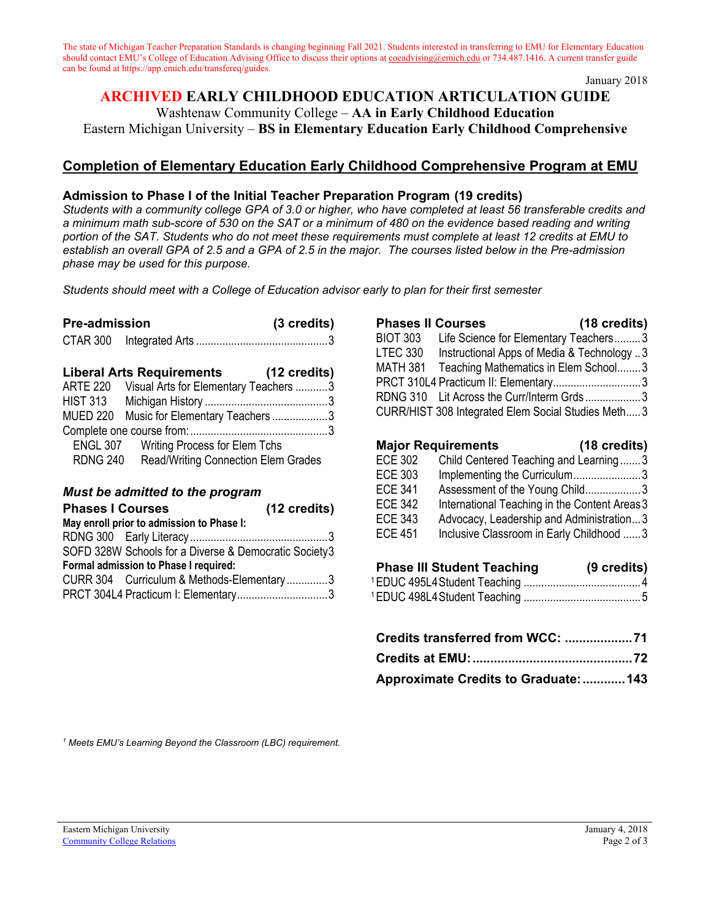The state of Michigan Teacher Preparation Standards is changing beginning Fall 2021. Students interested in transferring to EMU for Elementary Education should contact EMU's College of Education Advising Office to discuss their options at coeadvising@emich.edu or 734.487.1416. A current transfer guide can be found at https://app.emich.edu/transfereq/guides.

January 2018

# ARCHIVED EARLY CHILDHOOD EDUCATION ARTICULATION GUIDE

Washtenaw Community College – **AA in Early Childhood Education**
Eastern Michigan University – **BS in Elementary Education Early Childhood Comprehensive**

## Completion of Elementary Education Early Childhood Comprehensive Program at EMU

### Admission to Phase I of the Initial Teacher Preparation Program (19 credits)

*Students with a community college GPA of 3.0 or higher, who have completed at least 56 transferable credits and a minimum math sub-score of 530 on the SAT or a minimum of 480 on the evidence based reading and writing portion of the SAT. Students who do not meet these requirements must complete at least 12 credits at EMU to establish an overall GPA of 2.5 and a GPA of 2.5 in the major. The courses listed below in the Pre-admission phase may be used for this purpose.*

*Students should meet with a College of Education advisor early to plan for their first semester*

**Pre-admission (3 credits)**

CTAR 300 Integrated Arts ........3

**Liberal Arts Requirements (12 credits)**

ARTE 220 Visual Arts for Elementary Teachers ........3
HIST 313 Michigan History ........3
MUED 220 Music for Elementary Teachers ........3
Complete one course from: ........3
- ENGL 307 Writing Process for Elem Tchs
- RDNG 240 Read/Writing Connection Elem Grades

***Must be admitted to the program***

**Phases I Courses (12 credits)**

**May enroll prior to admission to Phase I:**
RDNG 300 Early Literacy ........3
SOFD 328W Schools for a Diverse & Democratic Society ........3
**Formal admission to Phase I required:**
CURR 304 Curriculum & Methods-Elementary ........3
PRCT 304L4 Practicum I: Elementary ........3

**Phases II Courses (18 credits)**

BIOT 303 Life Science for Elementary Teachers ........3
LTEC 330 Instructional Apps of Media & Technology ........3
MATH 381 Teaching Mathematics in Elem School ........3
PRCT 310L4 Practicum II: Elementary ........3
RDNG 310 Lit Across the Curr/Interm Grds ........3
CURR/HIST 308 Integrated Elem Social Studies Meth ........3

**Major Requirements (18 credits)**

ECE 302 Child Centered Teaching and Learning ........3
ECE 303 Implementing the Curriculum ........3
ECE 341 Assessment of the Young Child ........3
ECE 342 International Teaching in the Content Areas ........3
ECE 343 Advocacy, Leadership and Administration ........3
ECE 451 Inclusive Classroom in Early Childhood ........3

**Phase III Student Teaching (9 credits)**

[1] EDUC 495L4 Student Teaching ........4
[1] EDUC 498L4 Student Teaching ........5

**Credits transferred from WCC: ........71**
**Credits at EMU: ........72**
**Approximate Credits to Graduate: ........143**

*[1] Meets EMU's Learning Beyond the Classroom (LBC) requirement.*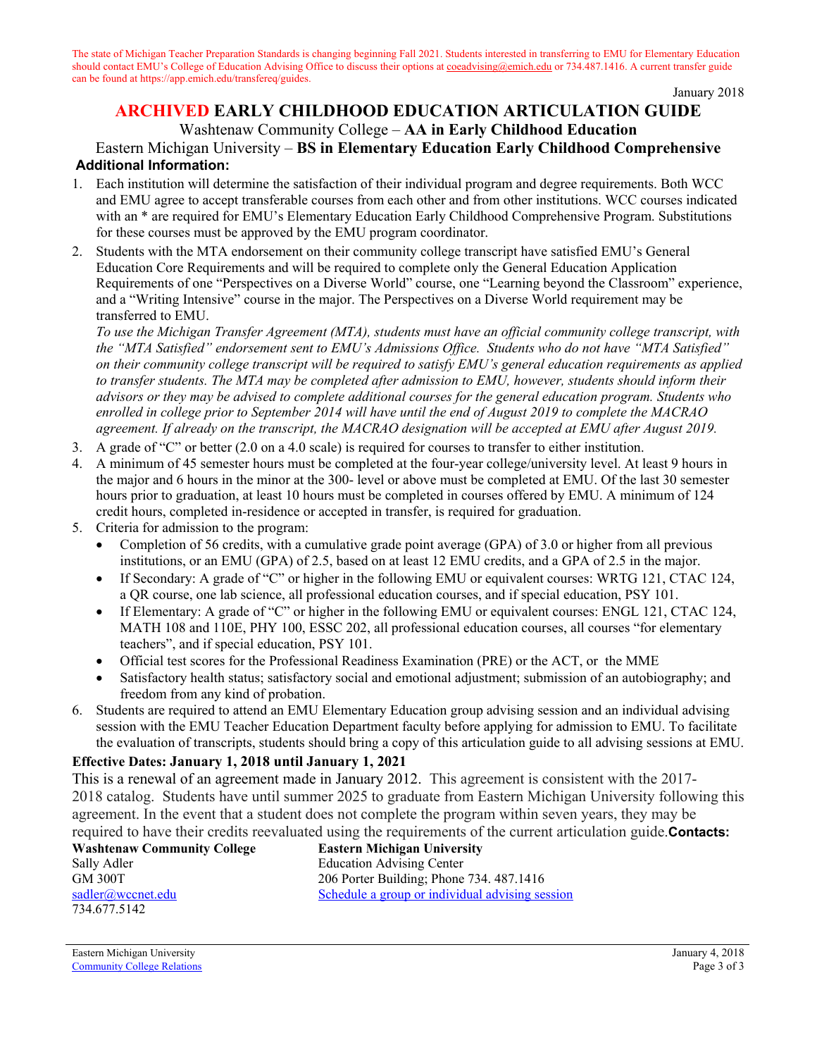The state of Michigan Teacher Preparation Standards is changing beginning Fall 2021. Students interested in transferring to EMU for Elementary Education should contact EMU's College of Education Advising Office to discuss their options at coeadvising@emich.edu or 734.487.1416. A current transfer guide can be found at https://app.emich.edu/transfereq/guides.

January 2018

# ARCHIVED EARLY CHILDHOOD EDUCATION ARTICULATION GUIDE

Washtenaw Community College – **AA in Early Childhood Education**

Eastern Michigan University – **BS in Elementary Education Early Childhood Comprehensive**

**Additional Information:**

1. Each institution will determine the satisfaction of their individual program and degree requirements. Both WCC and EMU agree to accept transferable courses from each other and from other institutions. WCC courses indicated with an * are required for EMU's Elementary Education Early Childhood Comprehensive Program. Substitutions for these courses must be approved by the EMU program coordinator.
2. Students with the MTA endorsement on their community college transcript have satisfied EMU's General Education Core Requirements and will be required to complete only the General Education Application Requirements of one "Perspectives on a Diverse World" course, one "Learning beyond the Classroom" experience, and a "Writing Intensive" course in the major. The Perspectives on a Diverse World requirement may be transferred to EMU.
   *To use the Michigan Transfer Agreement (MTA), students must have an official community college transcript, with the "MTA Satisfied" endorsement sent to EMU's Admissions Office. Students who do not have "MTA Satisfied" on their community college transcript will be required to satisfy EMU's general education requirements as applied to transfer students. The MTA may be completed after admission to EMU, however, students should inform their advisors or they may be advised to complete additional courses for the general education program. Students who enrolled in college prior to September 2014 will have until the end of August 2019 to complete the MACRAO agreement. If already on the transcript, the MACRAO designation will be accepted at EMU after August 2019.*
3. A grade of "C" or better (2.0 on a 4.0 scale) is required for courses to transfer to either institution.
4. A minimum of 45 semester hours must be completed at the four-year college/university level. At least 9 hours in the major and 6 hours in the minor at the 300- level or above must be completed at EMU. Of the last 30 semester hours prior to graduation, at least 10 hours must be completed in courses offered by EMU. A minimum of 124 credit hours, completed in-residence or accepted in transfer, is required for graduation.
5. Criteria for admission to the program:
   - Completion of 56 credits, with a cumulative grade point average (GPA) of 3.0 or higher from all previous institutions, or an EMU (GPA) of 2.5, based on at least 12 EMU credits, and a GPA of 2.5 in the major.
   - If Secondary: A grade of "C" or higher in the following EMU or equivalent courses: WRTG 121, CTAC 124, a QR course, one lab science, all professional education courses, and if special education, PSY 101.
   - If Elementary: A grade of "C" or higher in the following EMU or equivalent courses: ENGL 121, CTAC 124, MATH 108 and 110E, PHY 100, ESSC 202, all professional education courses, all courses "for elementary teachers", and if special education, PSY 101.
   - Official test scores for the Professional Readiness Examination (PRE) or the ACT, or the MME
   - Satisfactory health status; satisfactory social and emotional adjustment; submission of an autobiography; and freedom from any kind of probation.
6. Students are required to attend an EMU Elementary Education group advising session and an individual advising session with the EMU Teacher Education Department faculty before applying for admission to EMU. To facilitate the evaluation of transcripts, students should bring a copy of this articulation guide to all advising sessions at EMU.

**Effective Dates: January 1, 2018 until January 1, 2021**

This is a renewal of an agreement made in January 2012. This agreement is consistent with the 2017-2018 catalog. Students have until summer 2025 to graduate from Eastern Michigan University following this agreement. In the event that a student does not complete the program within seven years, they may be required to have their credits reevaluated using the requirements of the current articulation guide.

**Contacts:**

| Washtenaw Community College | Eastern Michigan University |
| --- | --- |
| Sally Adler | Education Advising Center |
| GM 300T | 206 Porter Building; Phone 734. 487.1416 |
| sadler@wccnet.edu | Schedule a group or individual advising session |
| 734.677.5142 | |

Eastern Michigan University
Community College Relations

January 4, 2018